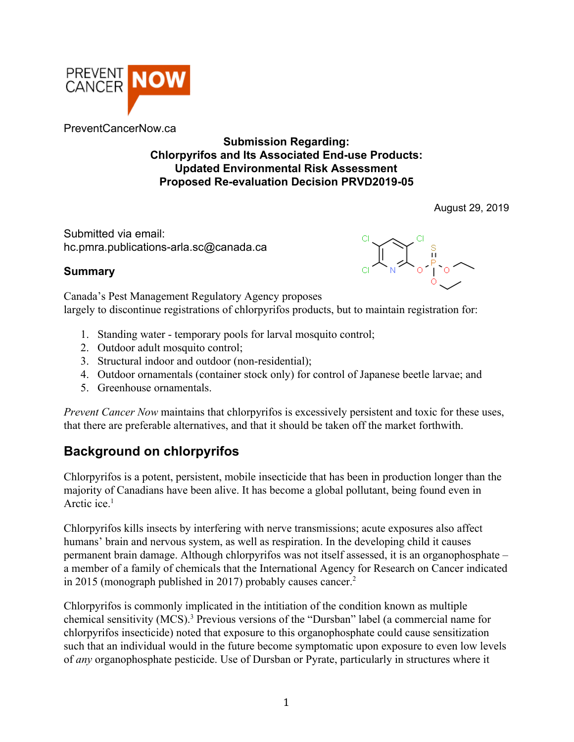PREVENT CANCER NOW

PreventCancerNow.ca

**Submission Regarding:**
**Chlorpyrifos and Its Associated End-use Products:**
**Updated Environmental Risk Assessment**
**Proposed Re-evaluation Decision PRVD2019-05**

August 29, 2019

Submitted via email:
hc.pmra.publications-arla.sc@canada.ca

## Summary

Canada's Pest Management Regulatory Agency proposes largely to discontinue registrations of chlorpyrifos products, but to maintain registration for:

1. Standing water - temporary pools for larval mosquito control;
2. Outdoor adult mosquito control;
3. Structural indoor and outdoor (non-residential);
4. Outdoor ornamentals (container stock only) for control of Japanese beetle larvae; and
5. Greenhouse ornamentals.

*Prevent Cancer Now* maintains that chlorpyrifos is excessively persistent and toxic for these uses, that there are preferable alternatives, and that it should be taken off the market forthwith.

## Background on chlorpyrifos

Chlorpyrifos is a potent, persistent, mobile insecticide that has been in production longer than the majority of Canadians have been alive. It has become a global pollutant, being found even in Arctic ice.[1]

Chlorpyrifos kills insects by interfering with nerve transmissions; acute exposures also affect humans' brain and nervous system, as well as respiration. In the developing child it causes permanent brain damage. Although chlorpyrifos was not itself assessed, it is an organophosphate – a member of a family of chemicals that the International Agency for Research on Cancer indicated in 2015 (monograph published in 2017) probably causes cancer.[2]

Chlorpyrifos is commonly implicated in the initiation of the condition known as multiple chemical sensitivity (MCS).[3] Previous versions of the "Dursban" label (a commercial name for chlorpyrifos insecticide) noted that exposure to this organophosphate could cause sensitization such that an individual would in the future become symptomatic upon exposure to even low levels of *any* organophosphate pesticide. Use of Dursban or Pyrate, particularly in structures where it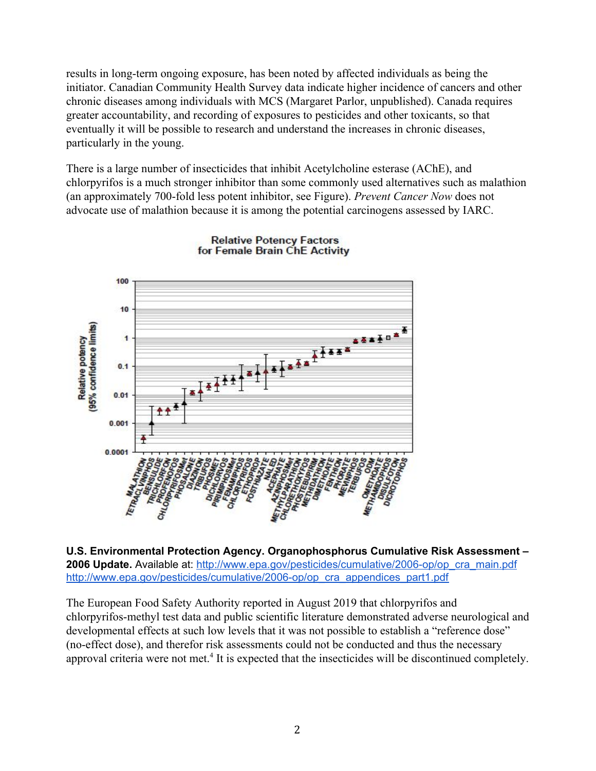results in long-term ongoing exposure, has been noted by affected individuals as being the initiator. Canadian Community Health Survey data indicate higher incidence of cancers and other chronic diseases among individuals with MCS (Margaret Parlor, unpublished). Canada requires greater accountability, and recording of exposures to pesticides and other toxicants, so that eventually it will be possible to research and understand the increases in chronic diseases, particularly in the young.

There is a large number of insecticides that inhibit Acetylcholine esterase (AChE), and chlorpyrifos is a much stronger inhibitor than some commonly used alternatives such as malathion (an approximately 700-fold less potent inhibitor, see Figure). *Prevent Cancer Now* does not advocate use of malathion because it is among the potential carcinogens assessed by IARC.

Relative Potency Factors for Female Brain ChE Activity

**U.S. Environmental Protection Agency. Organophosphorus Cumulative Risk Assessment – 2006 Update.** Available at: http://www.epa.gov/pesticides/cumulative/2006-op/op_cra_main.pdf http://www.epa.gov/pesticides/cumulative/2006-op/op_cra_appendices_part1.pdf

The European Food Safety Authority reported in August 2019 that chlorpyrifos and chlorpyrifos-methyl test data and public scientific literature demonstrated adverse neurological and developmental effects at such low levels that it was not possible to establish a "reference dose" (no-effect dose), and therefor risk assessments could not be conducted and thus the necessary approval criteria were not met.[4] It is expected that the insecticides will be discontinued completely.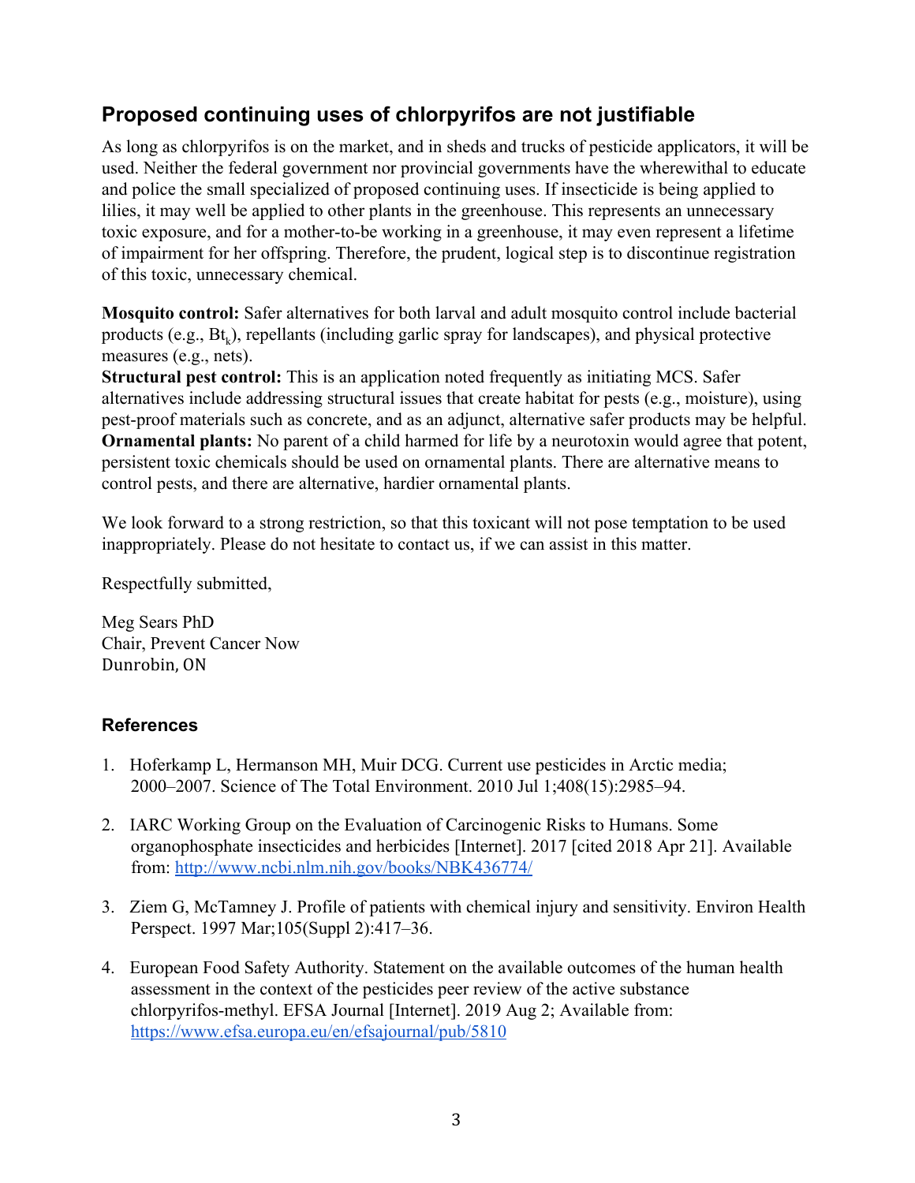## Proposed continuing uses of chlorpyrifos are not justifiable

As long as chlorpyrifos is on the market, and in sheds and trucks of pesticide applicators, it will be used. Neither the federal government nor provincial governments have the wherewithal to educate and police the small specialized of proposed continuing uses. If insecticide is being applied to lilies, it may well be applied to other plants in the greenhouse. This represents an unnecessary toxic exposure, and for a mother-to-be working in a greenhouse, it may even represent a lifetime of impairment for her offspring. Therefore, the prudent, logical step is to discontinue registration of this toxic, unnecessary chemical.

**Mosquito control:** Safer alternatives for both larval and adult mosquito control include bacterial products (e.g., $Bt_k$), repellants (including garlic spray for landscapes), and physical protective measures (e.g., nets).
**Structural pest control:** This is an application noted frequently as initiating MCS. Safer alternatives include addressing structural issues that create habitat for pests (e.g., moisture), using pest-proof materials such as concrete, and as an adjunct, alternative safer products may be helpful.
**Ornamental plants:** No parent of a child harmed for life by a neurotoxin would agree that potent, persistent toxic chemicals should be used on ornamental plants. There are alternative means to control pests, and there are alternative, hardier ornamental plants.

We look forward to a strong restriction, so that this toxicant will not pose temptation to be used inappropriately. Please do not hesitate to contact us, if we can assist in this matter.

Respectfully submitted,

Meg Sears PhD
Chair, Prevent Cancer Now
Dunrobin, ON

### References

1. Hoferkamp L, Hermanson MH, Muir DCG. Current use pesticides in Arctic media; 2000–2007. Science of The Total Environment. 2010 Jul 1;408(15):2985–94.
2. IARC Working Group on the Evaluation of Carcinogenic Risks to Humans. Some organophosphate insecticides and herbicides [Internet]. 2017 [cited 2018 Apr 21]. Available from: http://www.ncbi.nlm.nih.gov/books/NBK436774/
3. Ziem G, McTamney J. Profile of patients with chemical injury and sensitivity. Environ Health Perspect. 1997 Mar;105(Suppl 2):417–36.
4. European Food Safety Authority. Statement on the available outcomes of the human health assessment in the context of the pesticides peer review of the active substance chlorpyrifos-methyl. EFSA Journal [Internet]. 2019 Aug 2; Available from: https://www.efsa.europa.eu/en/efsajournal/pub/5810